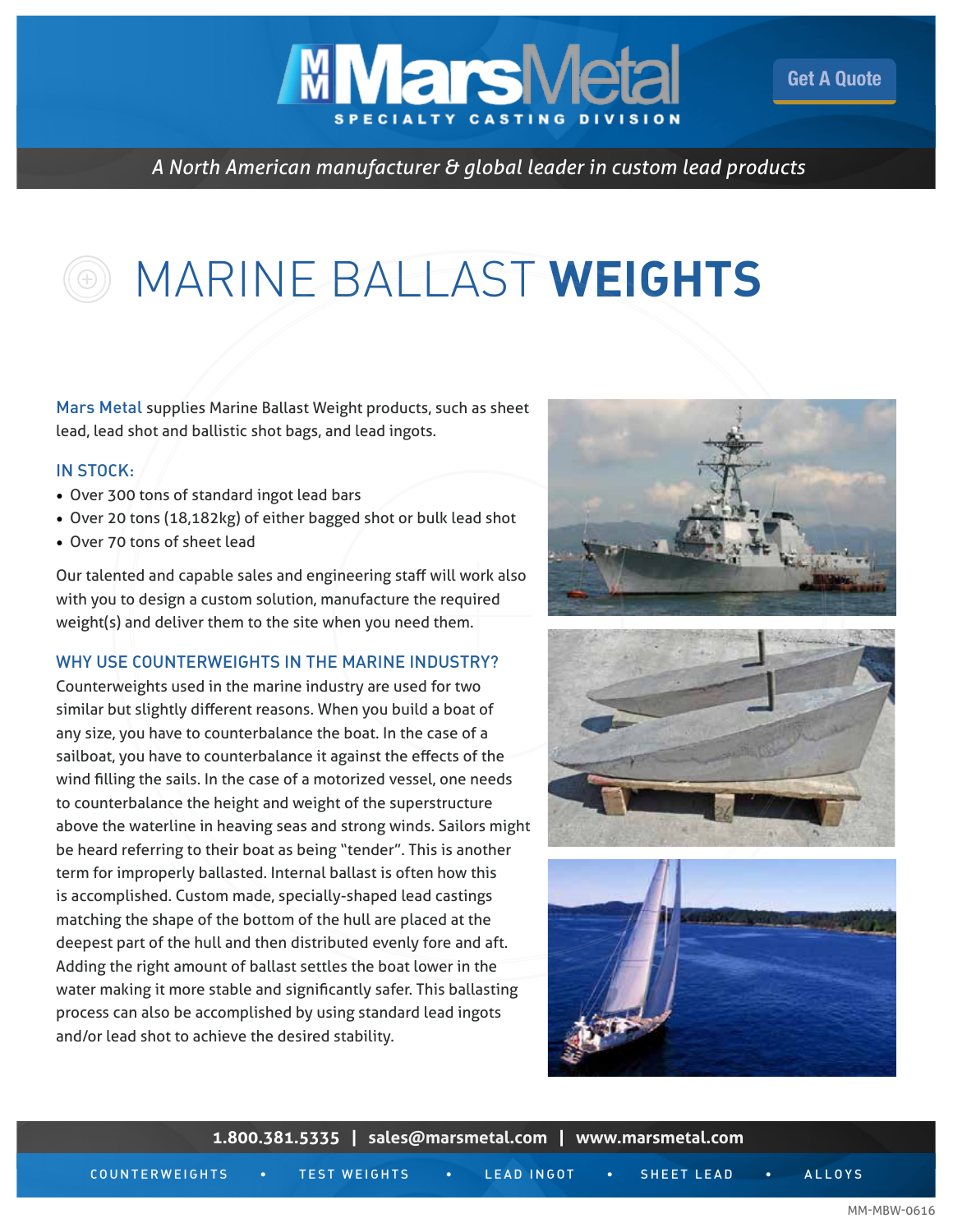# Mars Metal

SPECIALTY CASTING DIVISION

Get A Quote

*A North American manufacturer & global leader in custom lead products*

# MARINE BALLAST **WEIGHTS**

Mars Metal supplies Marine Ballast Weight products, such as sheet lead, lead shot and ballistic shot bags, and lead ingots.

## IN STOCK:

- Over 300 tons of standard ingot lead bars
- Over 20 tons (18,182kg) of either bagged shot or bulk lead shot
- Over 70 tons of sheet lead

Our talented and capable sales and engineering staff will work also with you to design a custom solution, manufacture the required weight(s) and deliver them to the site when you need them.

## WHY USE COUNTERWEIGHTS IN THE MARINE INDUSTRY?

Counterweights used in the marine industry are used for two similar but slightly different reasons. When you build a boat of any size, you have to counterbalance the boat. In the case of a sailboat, you have to counterbalance it against the effects of the wind filling the sails. In the case of a motorized vessel, one needs to counterbalance the height and weight of the superstructure above the waterline in heaving seas and strong winds. Sailors might be heard referring to their boat as being "tender". This is another term for improperly ballasted. Internal ballast is often how this is accomplished. Custom made, specially-shaped lead castings matching the shape of the bottom of the hull are placed at the deepest part of the hull and then distributed evenly fore and aft. Adding the right amount of ballast settles the boat lower in the water making it more stable and significantly safer. This ballasting process can also be accomplished by using standard lead ingots and/or lead shot to achieve the desired stability.

**1.800.381.5335 | sales@marsmetal.com | www.marsmetal.com**

COUNTERWEIGHTS • TEST WEIGHTS • LEAD INGOT • SHEET LEAD • ALLOYS

MM-MBW-0616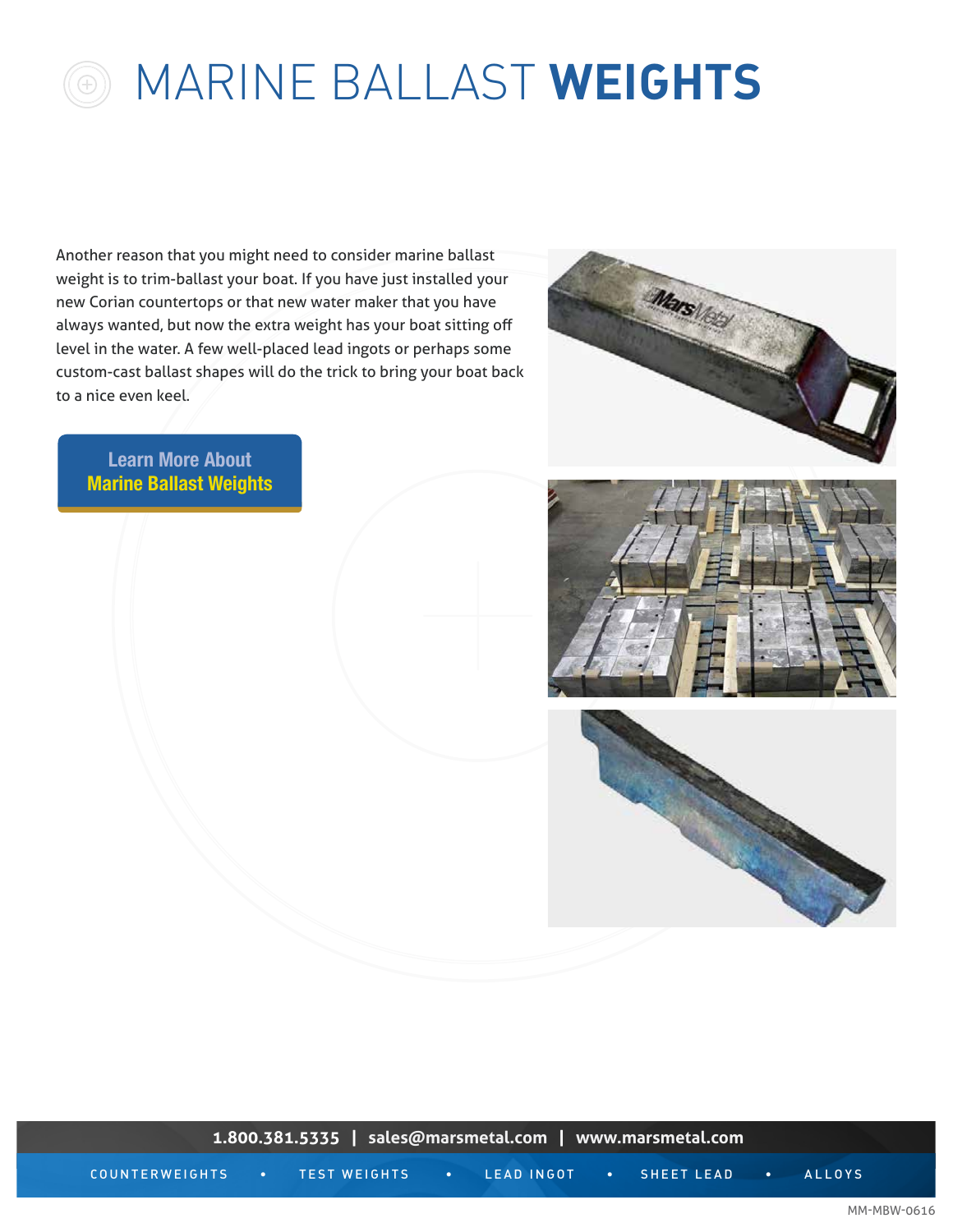# MARINE BALLAST **WEIGHTS**

Another reason that you might need to consider marine ballast weight is to trim-ballast your boat. If you have just installed your new Corian countertops or that new water maker that you have always wanted, but now the extra weight has your boat sitting off level in the water. A few well-placed lead ingots or perhaps some custom-cast ballast shapes will do the trick to bring your boat back to a nice even keel.

Learn More About
**Marine Ballast Weights**

1.800.381.5335 | sales@marsmetal.com | www.marsmetal.com

COUNTERWEIGHTS • TEST WEIGHTS • LEAD INGOT • SHEET LEAD • ALLOYS

MM-MBW-0616